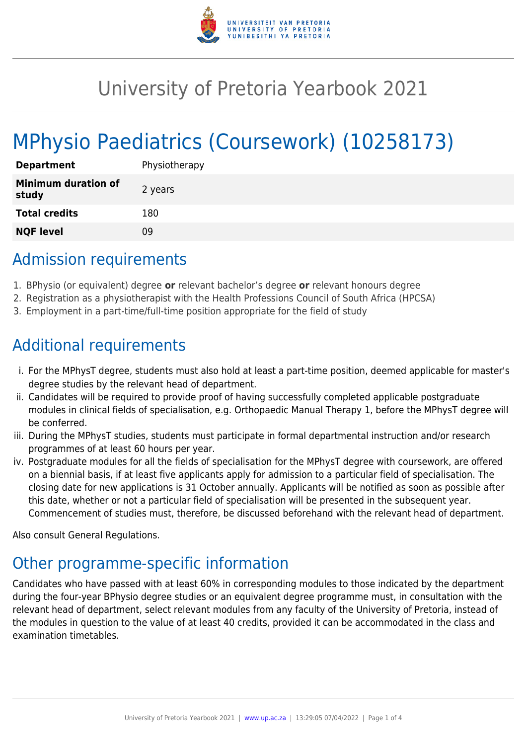# University of Pretoria Yearbook 2021

# MPhysio Paediatrics (Coursework) (10258173)

| | |
|---|---|
| **Department** | Physiotherapy |
| **Minimum duration of study** | 2 years |
| **Total credits** | 180 |
| **NQF level** | 09 |

## Admission requirements

1. BPhysio (or equivalent) degree **or** relevant bachelor's degree **or** relevant honours degree
2. Registration as a physiotherapist with the Health Professions Council of South Africa (HPCSA)
3. Employment in a part-time/full-time position appropriate for the field of study

## Additional requirements

i. For the MPhysT degree, students must also hold at least a part-time position, deemed applicable for master's degree studies by the relevant head of department.
ii. Candidates will be required to provide proof of having successfully completed applicable postgraduate modules in clinical fields of specialisation, e.g. Orthopaedic Manual Therapy 1, before the MPhysT degree will be conferred.
iii. During the MPhysT studies, students must participate in formal departmental instruction and/or research programmes of at least 60 hours per year.
iv. Postgraduate modules for all the fields of specialisation for the MPhysT degree with coursework, are offered on a biennial basis, if at least five applicants apply for admission to a particular field of specialisation. The closing date for new applications is 31 October annually. Applicants will be notified as soon as possible after this date, whether or not a particular field of specialisation will be presented in the subsequent year. Commencement of studies must, therefore, be discussed beforehand with the relevant head of department.

Also consult General Regulations.

## Other programme-specific information

Candidates who have passed with at least 60% in corresponding modules to those indicated by the department during the four-year BPhysio degree studies or an equivalent degree programme must, in consultation with the relevant head of department, select relevant modules from any faculty of the University of Pretoria, instead of the modules in question to the value of at least 40 credits, provided it can be accommodated in the class and examination timetables.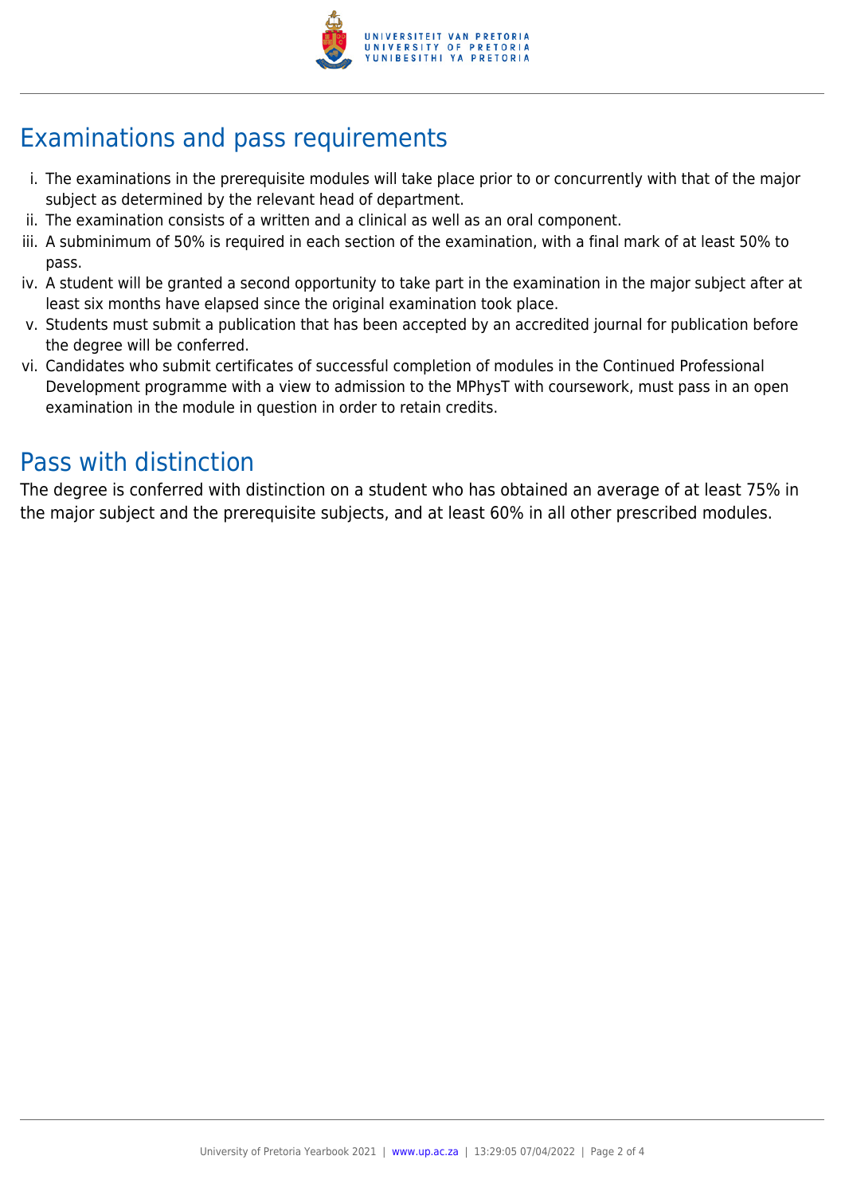## Examinations and pass requirements

i. The examinations in the prerequisite modules will take place prior to or concurrently with that of the major subject as determined by the relevant head of department.
ii. The examination consists of a written and a clinical as well as an oral component.
iii. A subminimum of 50% is required in each section of the examination, with a final mark of at least 50% to pass.
iv. A student will be granted a second opportunity to take part in the examination in the major subject after at least six months have elapsed since the original examination took place.
v. Students must submit a publication that has been accepted by an accredited journal for publication before the degree will be conferred.
vi. Candidates who submit certificates of successful completion of modules in the Continued Professional Development programme with a view to admission to the MPhysT with coursework, must pass in an open examination in the module in question in order to retain credits.

## Pass with distinction

The degree is conferred with distinction on a student who has obtained an average of at least 75% in the major subject and the prerequisite subjects, and at least 60% in all other prescribed modules.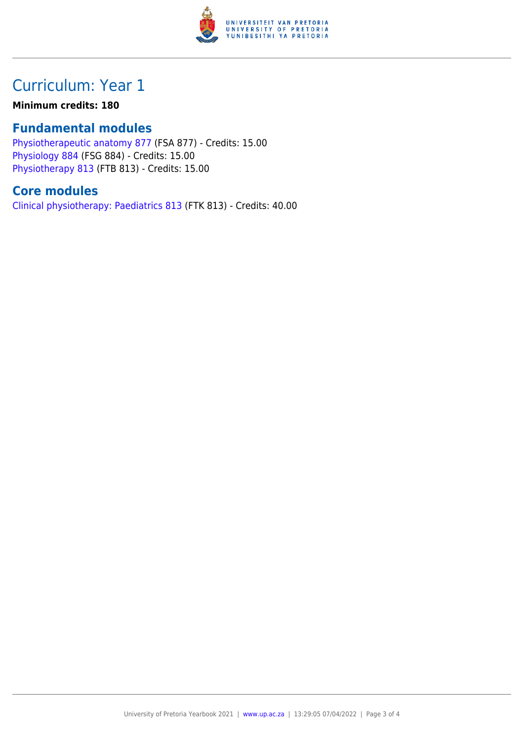# Curriculum: Year 1

**Minimum credits: 180**

## Fundamental modules

Physiotherapeutic anatomy 877 (FSA 877) - Credits: 15.00
Physiology 884 (FSG 884) - Credits: 15.00
Physiotherapy 813 (FTB 813) - Credits: 15.00

## Core modules

Clinical physiotherapy: Paediatrics 813 (FTK 813) - Credits: 40.00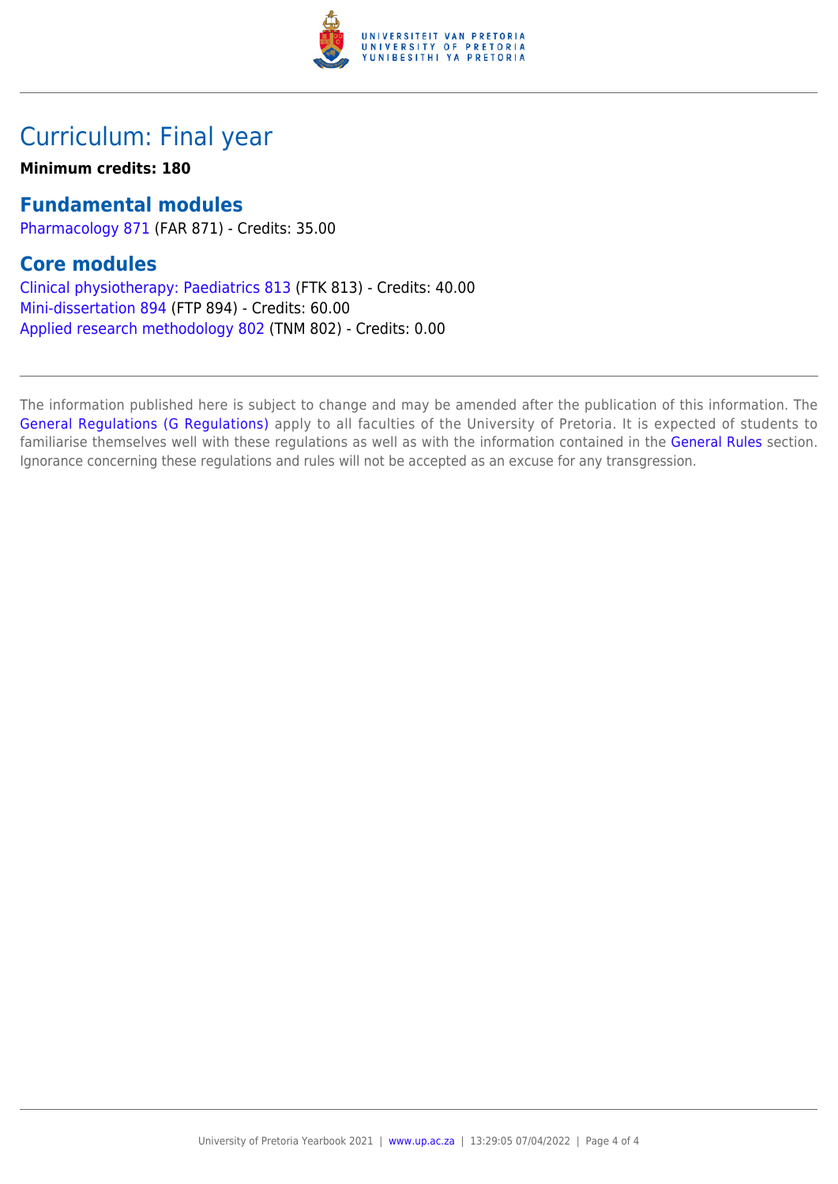# Curriculum: Final year

**Minimum credits: 180**

## Fundamental modules

Pharmacology 871 (FAR 871) - Credits: 35.00

## Core modules

Clinical physiotherapy: Paediatrics 813 (FTK 813) - Credits: 40.00
Mini-dissertation 894 (FTP 894) - Credits: 60.00
Applied research methodology 802 (TNM 802) - Credits: 0.00

---

The information published here is subject to change and may be amended after the publication of this information. The General Regulations (G Regulations) apply to all faculties of the University of Pretoria. It is expected of students to familiarise themselves well with these regulations as well as with the information contained in the General Rules section. Ignorance concerning these regulations and rules will not be accepted as an excuse for any transgression.